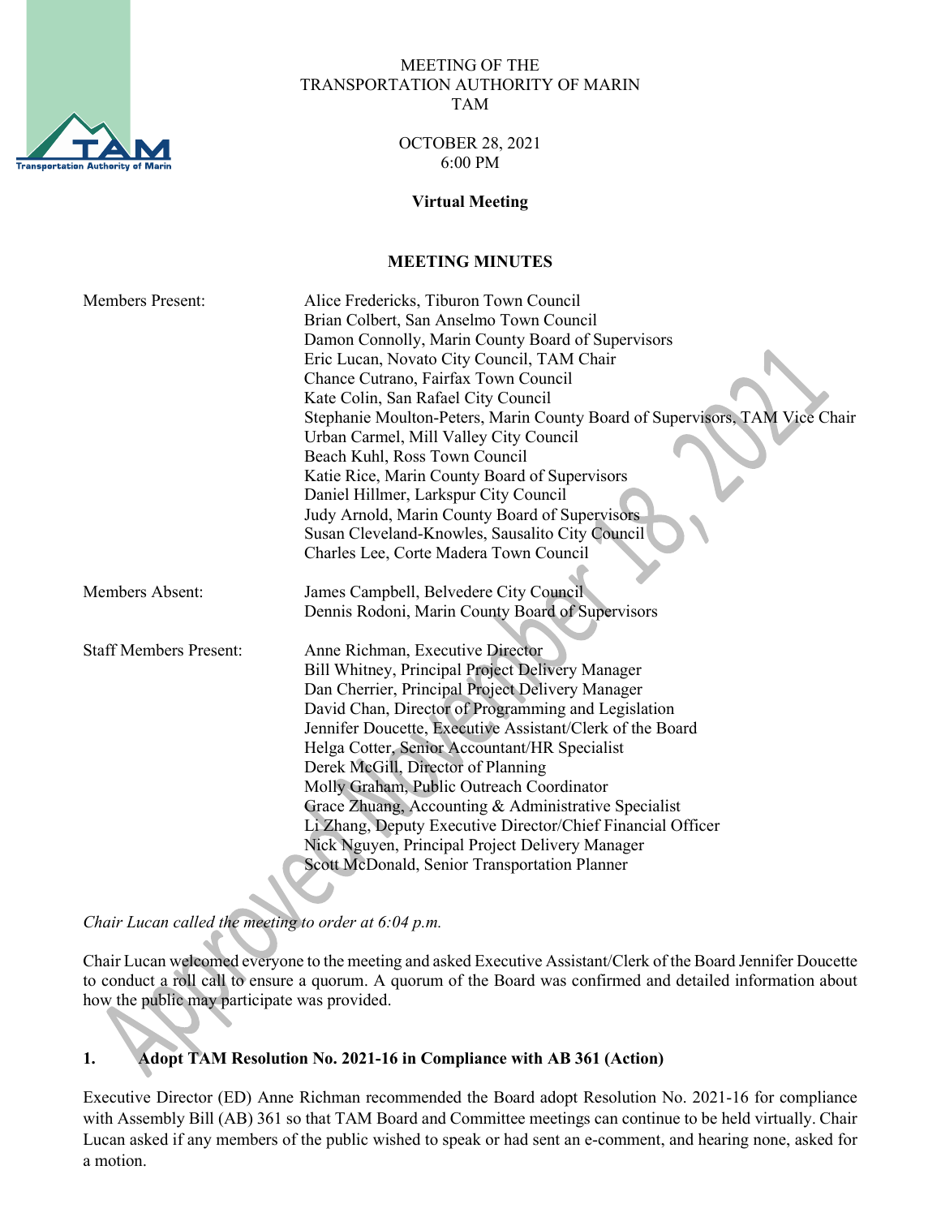MEETING OF THE
TRANSPORTATION AUTHORITY OF MARIN
TAM

OCTOBER 28, 2021
6:00 PM

**Virtual Meeting**

**MEETING MINUTES**

| | |
|---|---|
| Members Present: | Alice Fredericks, Tiburon Town Council<br>Brian Colbert, San Anselmo Town Council<br>Damon Connolly, Marin County Board of Supervisors<br>Eric Lucan, Novato City Council, TAM Chair<br>Chance Cutrano, Fairfax Town Council<br>Kate Colin, San Rafael City Council<br>Stephanie Moulton-Peters, Marin County Board of Supervisors, TAM Vice Chair<br>Urban Carmel, Mill Valley City Council<br>Beach Kuhl, Ross Town Council<br>Katie Rice, Marin County Board of Supervisors<br>Daniel Hillmer, Larkspur City Council<br>Judy Arnold, Marin County Board of Supervisors<br>Susan Cleveland-Knowles, Sausalito City Council<br>Charles Lee, Corte Madera Town Council |
| Members Absent: | James Campbell, Belvedere City Council<br>Dennis Rodoni, Marin County Board of Supervisors |
| Staff Members Present: | Anne Richman, Executive Director<br>Bill Whitney, Principal Project Delivery Manager<br>Dan Cherrier, Principal Project Delivery Manager<br>David Chan, Director of Programming and Legislation<br>Jennifer Doucette, Executive Assistant/Clerk of the Board<br>Helga Cotter, Senior Accountant/HR Specialist<br>Derek McGill, Director of Planning<br>Molly Graham, Public Outreach Coordinator<br>Grace Zhuang, Accounting & Administrative Specialist<br>Li Zhang, Deputy Executive Director/Chief Financial Officer<br>Nick Nguyen, Principal Project Delivery Manager<br>Scott McDonald, Senior Transportation Planner |

*Chair Lucan called the meeting to order at 6:04 p.m.*

Chair Lucan welcomed everyone to the meeting and asked Executive Assistant/Clerk of the Board Jennifer Doucette to conduct a roll call to ensure a quorum. A quorum of the Board was confirmed and detailed information about how the public may participate was provided.

## 1. Adopt TAM Resolution No. 2021-16 in Compliance with AB 361 (Action)

Executive Director (ED) Anne Richman recommended the Board adopt Resolution No. 2021-16 for compliance with Assembly Bill (AB) 361 so that TAM Board and Committee meetings can continue to be held virtually. Chair Lucan asked if any members of the public wished to speak or had sent an e-comment, and hearing none, asked for a motion.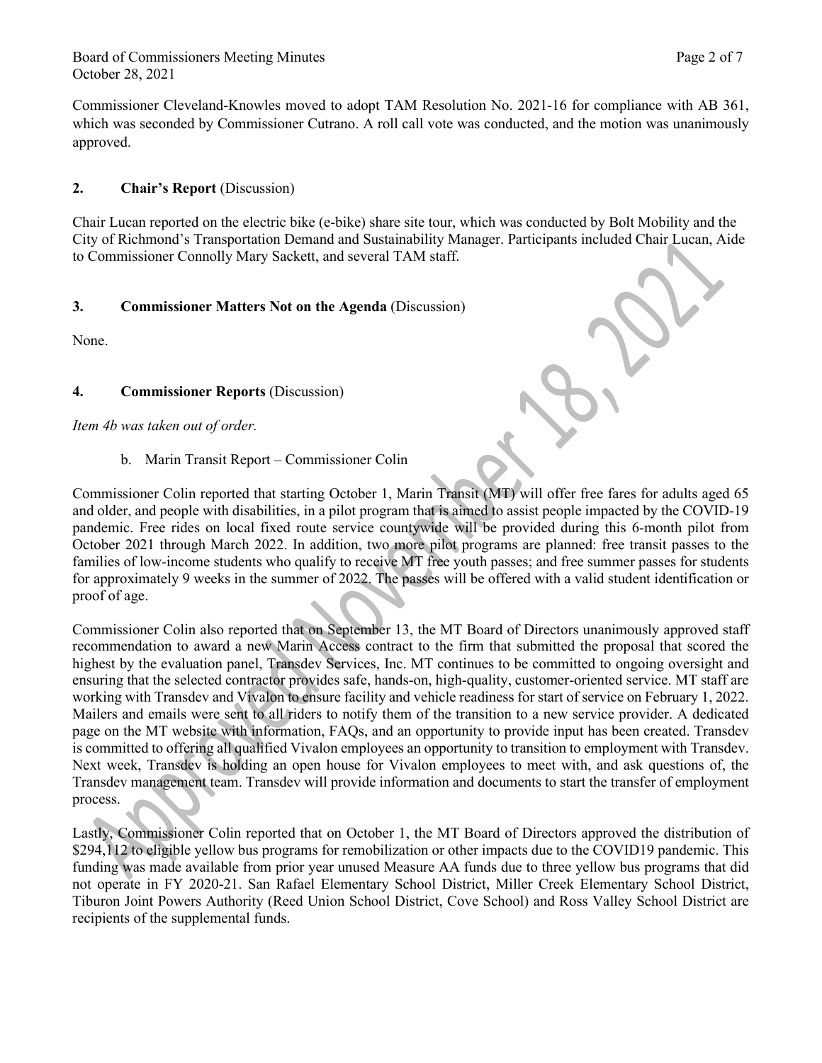Commissioner Cleveland-Knowles moved to adopt TAM Resolution No. 2021-16 for compliance with AB 361, which was seconded by Commissioner Cutrano. A roll call vote was conducted, and the motion was unanimously approved.

## 2. Chair's Report (Discussion)

Chair Lucan reported on the electric bike (e-bike) share site tour, which was conducted by Bolt Mobility and the City of Richmond's Transportation Demand and Sustainability Manager. Participants included Chair Lucan, Aide to Commissioner Connolly Mary Sackett, and several TAM staff.

## 3. Commissioner Matters Not on the Agenda (Discussion)

None.

## 4. Commissioner Reports (Discussion)

*Item 4b was taken out of order.*

b. Marin Transit Report – Commissioner Colin

Commissioner Colin reported that starting October 1, Marin Transit (MT) will offer free fares for adults aged 65 and older, and people with disabilities, in a pilot program that is aimed to assist people impacted by the COVID-19 pandemic. Free rides on local fixed route service countywide will be provided during this 6-month pilot from October 2021 through March 2022. In addition, two more pilot programs are planned: free transit passes to the families of low-income students who qualify to receive MT free youth passes; and free summer passes for students for approximately 9 weeks in the summer of 2022. The passes will be offered with a valid student identification or proof of age.

Commissioner Colin also reported that on September 13, the MT Board of Directors unanimously approved staff recommendation to award a new Marin Access contract to the firm that submitted the proposal that scored the highest by the evaluation panel, Transdev Services, Inc. MT continues to be committed to ongoing oversight and ensuring that the selected contractor provides safe, hands-on, high-quality, customer-oriented service. MT staff are working with Transdev and Vivalon to ensure facility and vehicle readiness for start of service on February 1, 2022. Mailers and emails were sent to all riders to notify them of the transition to a new service provider. A dedicated page on the MT website with information, FAQs, and an opportunity to provide input has been created. Transdev is committed to offering all qualified Vivalon employees an opportunity to transition to employment with Transdev. Next week, Transdev is holding an open house for Vivalon employees to meet with, and ask questions of, the Transdev management team. Transdev will provide information and documents to start the transfer of employment process.

Lastly, Commissioner Colin reported that on October 1, the MT Board of Directors approved the distribution of $294,112 to eligible yellow bus programs for remobilization or other impacts due to the COVID19 pandemic. This funding was made available from prior year unused Measure AA funds due to three yellow bus programs that did not operate in FY 2020-21. San Rafael Elementary School District, Miller Creek Elementary School District, Tiburon Joint Powers Authority (Reed Union School District, Cove School) and Ross Valley School District are recipients of the supplemental funds.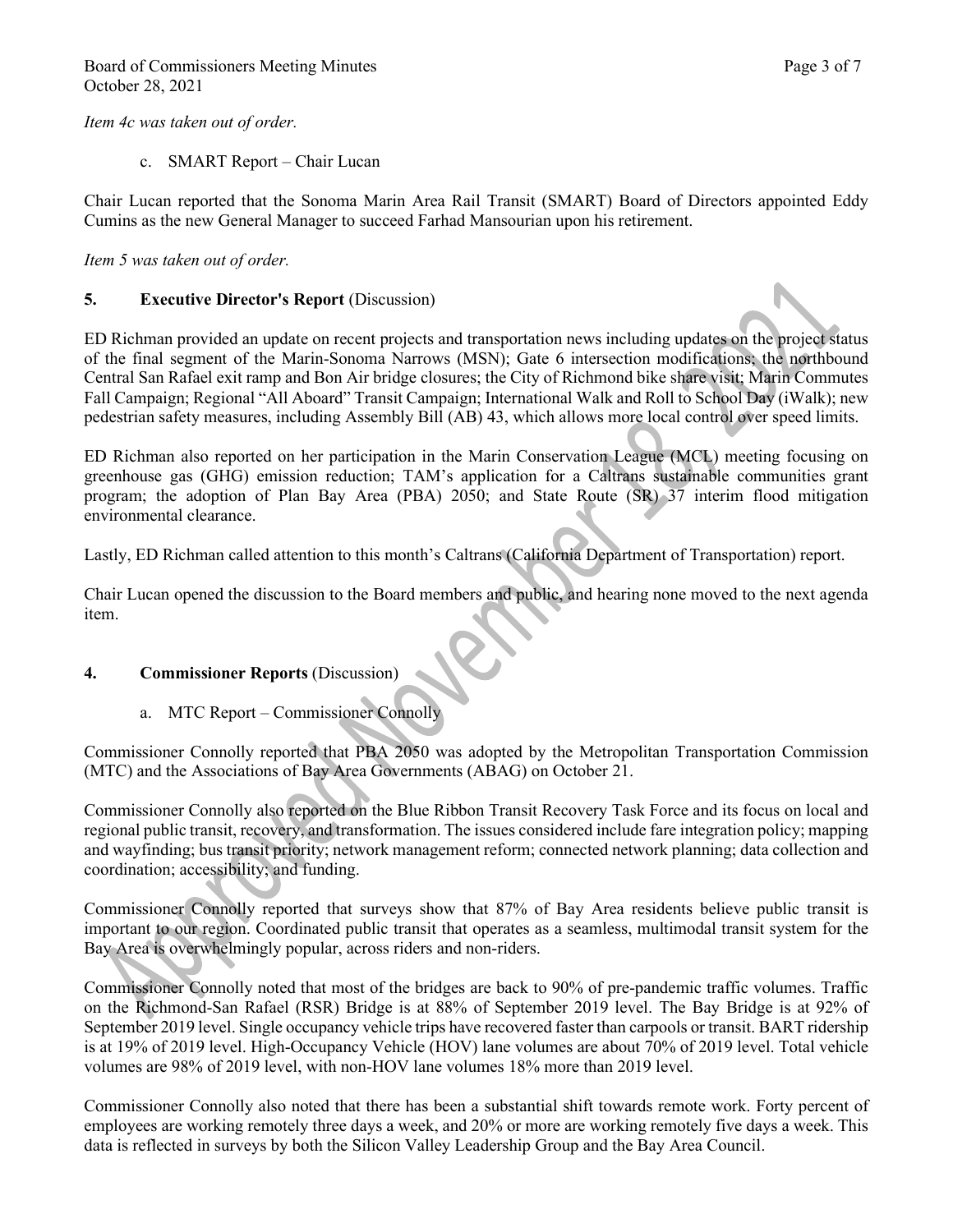*Item 4c was taken out of order.*

c. SMART Report – Chair Lucan

Chair Lucan reported that the Sonoma Marin Area Rail Transit (SMART) Board of Directors appointed Eddy Cumins as the new General Manager to succeed Farhad Mansourian upon his retirement.

*Item 5 was taken out of order.*

## 5. **Executive Director's Report** (Discussion)

ED Richman provided an update on recent projects and transportation news including updates on the project status of the final segment of the Marin-Sonoma Narrows (MSN); Gate 6 intersection modifications; the northbound Central San Rafael exit ramp and Bon Air bridge closures; the City of Richmond bike share visit; Marin Commutes Fall Campaign; Regional "All Aboard" Transit Campaign; International Walk and Roll to School Day (iWalk); new pedestrian safety measures, including Assembly Bill (AB) 43, which allows more local control over speed limits.

ED Richman also reported on her participation in the Marin Conservation League (MCL) meeting focusing on greenhouse gas (GHG) emission reduction; TAM's application for a Caltrans sustainable communities grant program; the adoption of Plan Bay Area (PBA) 2050; and State Route (SR) 37 interim flood mitigation environmental clearance.

Lastly, ED Richman called attention to this month's Caltrans (California Department of Transportation) report.

Chair Lucan opened the discussion to the Board members and public, and hearing none moved to the next agenda item.

## 4. **Commissioner Reports** (Discussion)

a. MTC Report – Commissioner Connolly

Commissioner Connolly reported that PBA 2050 was adopted by the Metropolitan Transportation Commission (MTC) and the Associations of Bay Area Governments (ABAG) on October 21.

Commissioner Connolly also reported on the Blue Ribbon Transit Recovery Task Force and its focus on local and regional public transit, recovery, and transformation. The issues considered include fare integration policy; mapping and wayfinding; bus transit priority; network management reform; connected network planning; data collection and coordination; accessibility; and funding.

Commissioner Connolly reported that surveys show that 87% of Bay Area residents believe public transit is important to our region. Coordinated public transit that operates as a seamless, multimodal transit system for the Bay Area is overwhelmingly popular, across riders and non-riders.

Commissioner Connolly noted that most of the bridges are back to 90% of pre-pandemic traffic volumes. Traffic on the Richmond-San Rafael (RSR) Bridge is at 88% of September 2019 level. The Bay Bridge is at 92% of September 2019 level. Single occupancy vehicle trips have recovered faster than carpools or transit. BART ridership is at 19% of 2019 level. High-Occupancy Vehicle (HOV) lane volumes are about 70% of 2019 level. Total vehicle volumes are 98% of 2019 level, with non-HOV lane volumes 18% more than 2019 level.

Commissioner Connolly also noted that there has been a substantial shift towards remote work. Forty percent of employees are working remotely three days a week, and 20% or more are working remotely five days a week. This data is reflected in surveys by both the Silicon Valley Leadership Group and the Bay Area Council.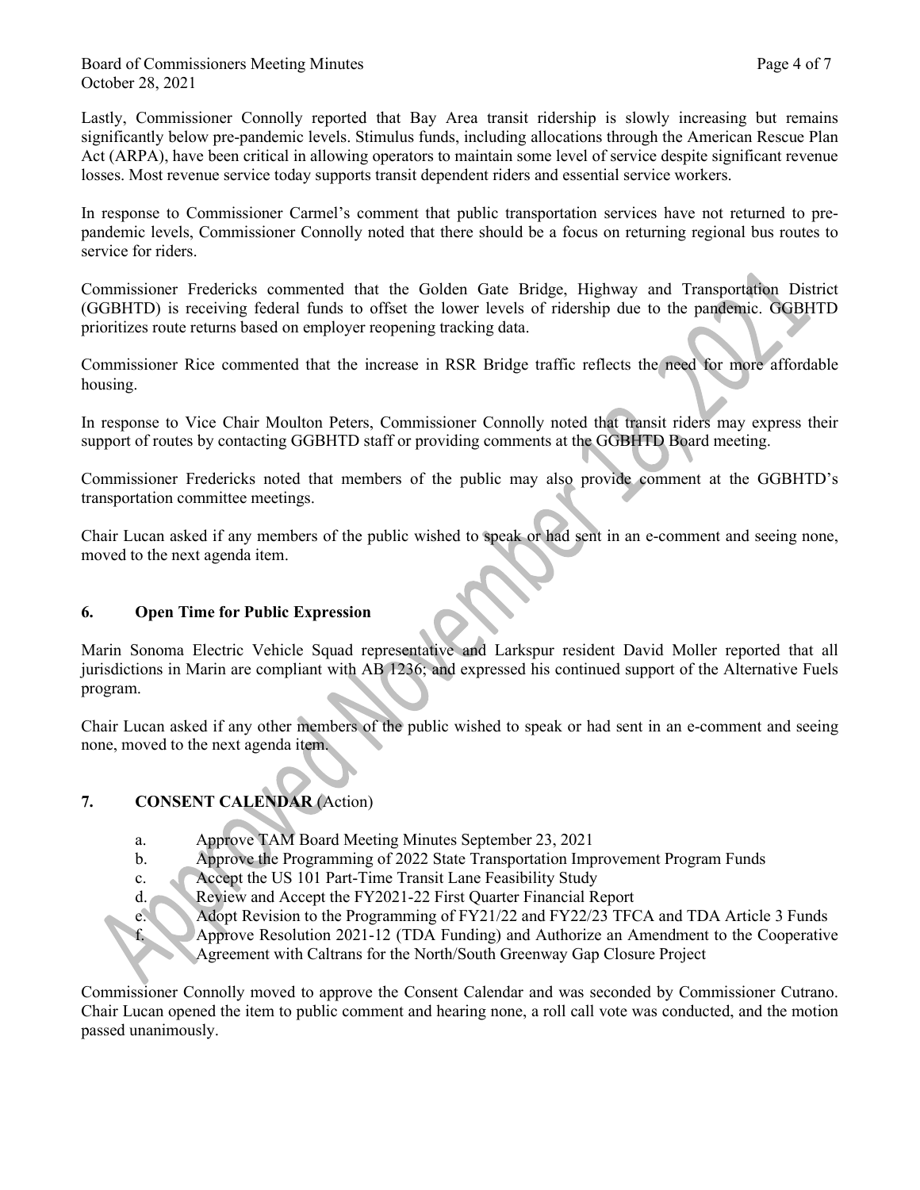Lastly, Commissioner Connolly reported that Bay Area transit ridership is slowly increasing but remains significantly below pre-pandemic levels. Stimulus funds, including allocations through the American Rescue Plan Act (ARPA), have been critical in allowing operators to maintain some level of service despite significant revenue losses. Most revenue service today supports transit dependent riders and essential service workers.

In response to Commissioner Carmel's comment that public transportation services have not returned to pre-pandemic levels, Commissioner Connolly noted that there should be a focus on returning regional bus routes to service for riders.

Commissioner Fredericks commented that the Golden Gate Bridge, Highway and Transportation District (GGBHTD) is receiving federal funds to offset the lower levels of ridership due to the pandemic. GGBHTD prioritizes route returns based on employer reopening tracking data.

Commissioner Rice commented that the increase in RSR Bridge traffic reflects the need for more affordable housing.

In response to Vice Chair Moulton Peters, Commissioner Connolly noted that transit riders may express their support of routes by contacting GGBHTD staff or providing comments at the GGBHTD Board meeting.

Commissioner Fredericks noted that members of the public may also provide comment at the GGBHTD's transportation committee meetings.

Chair Lucan asked if any members of the public wished to speak or had sent in an e-comment and seeing none, moved to the next agenda item.

## 6. Open Time for Public Expression

Marin Sonoma Electric Vehicle Squad representative and Larkspur resident David Moller reported that all jurisdictions in Marin are compliant with AB 1236; and expressed his continued support of the Alternative Fuels program.

Chair Lucan asked if any other members of the public wished to speak or had sent in an e-comment and seeing none, moved to the next agenda item.

## 7. CONSENT CALENDAR (Action)

a. Approve TAM Board Meeting Minutes September 23, 2021
b. Approve the Programming of 2022 State Transportation Improvement Program Funds
c. Accept the US 101 Part-Time Transit Lane Feasibility Study
d. Review and Accept the FY2021-22 First Quarter Financial Report
e. Adopt Revision to the Programming of FY21/22 and FY22/23 TFCA and TDA Article 3 Funds
f. Approve Resolution 2021-12 (TDA Funding) and Authorize an Amendment to the Cooperative Agreement with Caltrans for the North/South Greenway Gap Closure Project

Commissioner Connolly moved to approve the Consent Calendar and was seconded by Commissioner Cutrano. Chair Lucan opened the item to public comment and hearing none, a roll call vote was conducted, and the motion passed unanimously.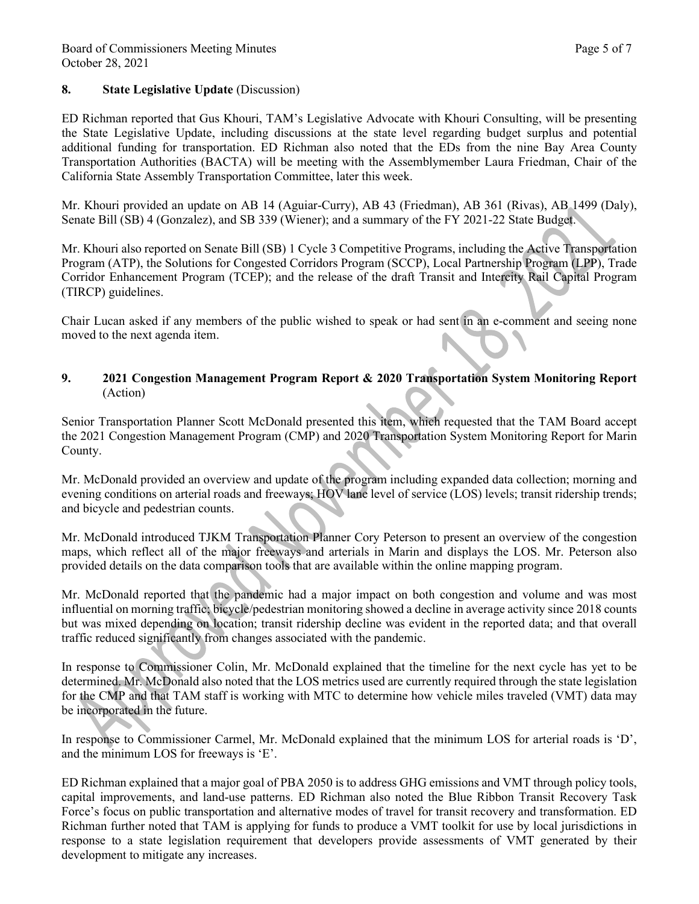## 8. State Legislative Update (Discussion)

ED Richman reported that Gus Khouri, TAM's Legislative Advocate with Khouri Consulting, will be presenting the State Legislative Update, including discussions at the state level regarding budget surplus and potential additional funding for transportation. ED Richman also noted that the EDs from the nine Bay Area County Transportation Authorities (BACTA) will be meeting with the Assemblymember Laura Friedman, Chair of the California State Assembly Transportation Committee, later this week.

Mr. Khouri provided an update on AB 14 (Aguiar-Curry), AB 43 (Friedman), AB 361 (Rivas), AB 1499 (Daly), Senate Bill (SB) 4 (Gonzalez), and SB 339 (Wiener); and a summary of the FY 2021-22 State Budget.

Mr. Khouri also reported on Senate Bill (SB) 1 Cycle 3 Competitive Programs, including the Active Transportation Program (ATP), the Solutions for Congested Corridors Program (SCCP), Local Partnership Program (LPP), Trade Corridor Enhancement Program (TCEP); and the release of the draft Transit and Intercity Rail Capital Program (TIRCP) guidelines.

Chair Lucan asked if any members of the public wished to speak or had sent in an e-comment and seeing none moved to the next agenda item.

## 9. 2021 Congestion Management Program Report & 2020 Transportation System Monitoring Report (Action)

Senior Transportation Planner Scott McDonald presented this item, which requested that the TAM Board accept the 2021 Congestion Management Program (CMP) and 2020 Transportation System Monitoring Report for Marin County.

Mr. McDonald provided an overview and update of the program including expanded data collection; morning and evening conditions on arterial roads and freeways; HOV lane level of service (LOS) levels; transit ridership trends; and bicycle and pedestrian counts.

Mr. McDonald introduced TJKM Transportation Planner Cory Peterson to present an overview of the congestion maps, which reflect all of the major freeways and arterials in Marin and displays the LOS. Mr. Peterson also provided details on the data comparison tools that are available within the online mapping program.

Mr. McDonald reported that the pandemic had a major impact on both congestion and volume and was most influential on morning traffic; bicycle/pedestrian monitoring showed a decline in average activity since 2018 counts but was mixed depending on location; transit ridership decline was evident in the reported data; and that overall traffic reduced significantly from changes associated with the pandemic.

In response to Commissioner Colin, Mr. McDonald explained that the timeline for the next cycle has yet to be determined. Mr. McDonald also noted that the LOS metrics used are currently required through the state legislation for the CMP and that TAM staff is working with MTC to determine how vehicle miles traveled (VMT) data may be incorporated in the future.

In response to Commissioner Carmel, Mr. McDonald explained that the minimum LOS for arterial roads is 'D', and the minimum LOS for freeways is 'E'.

ED Richman explained that a major goal of PBA 2050 is to address GHG emissions and VMT through policy tools, capital improvements, and land-use patterns. ED Richman also noted the Blue Ribbon Transit Recovery Task Force's focus on public transportation and alternative modes of travel for transit recovery and transformation. ED Richman further noted that TAM is applying for funds to produce a VMT toolkit for use by local jurisdictions in response to a state legislation requirement that developers provide assessments of VMT generated by their development to mitigate any increases.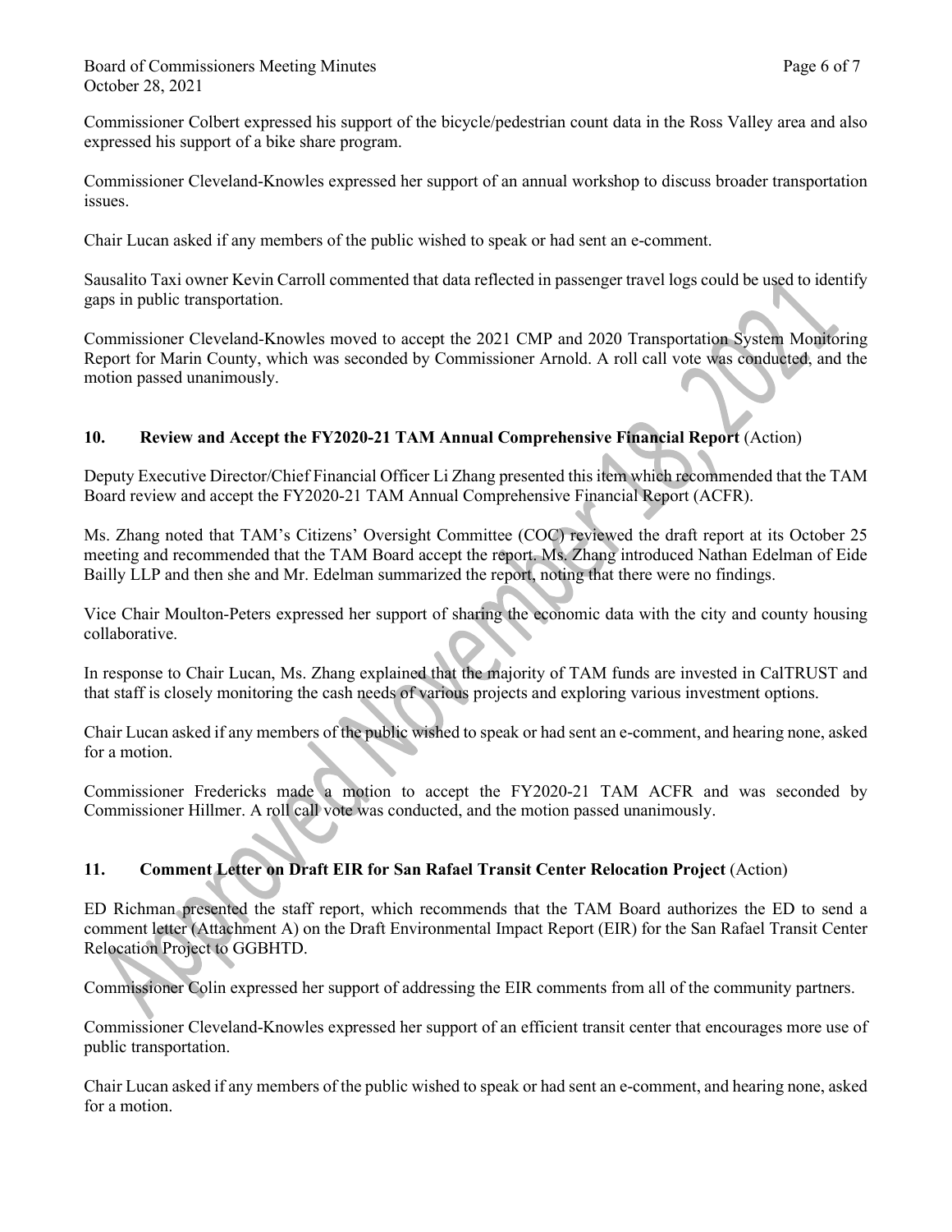Commissioner Colbert expressed his support of the bicycle/pedestrian count data in the Ross Valley area and also expressed his support of a bike share program.

Commissioner Cleveland-Knowles expressed her support of an annual workshop to discuss broader transportation issues.

Chair Lucan asked if any members of the public wished to speak or had sent an e-comment.

Sausalito Taxi owner Kevin Carroll commented that data reflected in passenger travel logs could be used to identify gaps in public transportation.

Commissioner Cleveland-Knowles moved to accept the 2021 CMP and 2020 Transportation System Monitoring Report for Marin County, which was seconded by Commissioner Arnold. A roll call vote was conducted, and the motion passed unanimously.

## 10. Review and Accept the FY2020-21 TAM Annual Comprehensive Financial Report (Action)

Deputy Executive Director/Chief Financial Officer Li Zhang presented this item which recommended that the TAM Board review and accept the FY2020-21 TAM Annual Comprehensive Financial Report (ACFR).

Ms. Zhang noted that TAM's Citizens' Oversight Committee (COC) reviewed the draft report at its October 25 meeting and recommended that the TAM Board accept the report. Ms. Zhang introduced Nathan Edelman of Eide Bailly LLP and then she and Mr. Edelman summarized the report, noting that there were no findings.

Vice Chair Moulton-Peters expressed her support of sharing the economic data with the city and county housing collaborative.

In response to Chair Lucan, Ms. Zhang explained that the majority of TAM funds are invested in CalTRUST and that staff is closely monitoring the cash needs of various projects and exploring various investment options.

Chair Lucan asked if any members of the public wished to speak or had sent an e-comment, and hearing none, asked for a motion.

Commissioner Fredericks made a motion to accept the FY2020-21 TAM ACFR and was seconded by Commissioner Hillmer. A roll call vote was conducted, and the motion passed unanimously.

## 11. Comment Letter on Draft EIR for San Rafael Transit Center Relocation Project (Action)

ED Richman presented the staff report, which recommends that the TAM Board authorizes the ED to send a comment letter (Attachment A) on the Draft Environmental Impact Report (EIR) for the San Rafael Transit Center Relocation Project to GGBHTD.

Commissioner Colin expressed her support of addressing the EIR comments from all of the community partners.

Commissioner Cleveland-Knowles expressed her support of an efficient transit center that encourages more use of public transportation.

Chair Lucan asked if any members of the public wished to speak or had sent an e-comment, and hearing none, asked for a motion.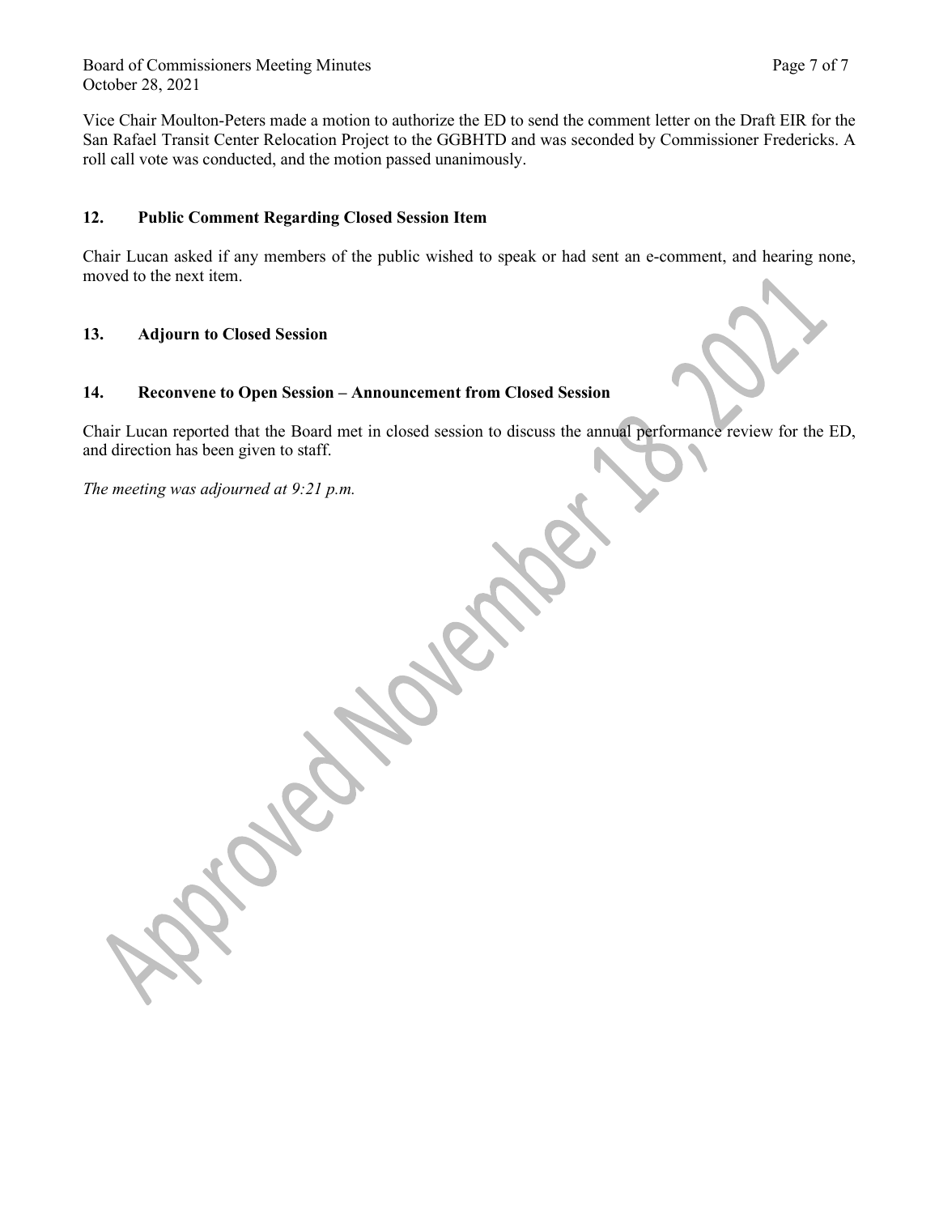Vice Chair Moulton-Peters made a motion to authorize the ED to send the comment letter on the Draft EIR for the San Rafael Transit Center Relocation Project to the GGBHTD and was seconded by Commissioner Fredericks. A roll call vote was conducted, and the motion passed unanimously.

## 12. Public Comment Regarding Closed Session Item

Chair Lucan asked if any members of the public wished to speak or had sent an e-comment, and hearing none, moved to the next item.

## 13. Adjourn to Closed Session

## 14. Reconvene to Open Session – Announcement from Closed Session

Chair Lucan reported that the Board met in closed session to discuss the annual performance review for the ED, and direction has been given to staff.

*The meeting was adjourned at 9:21 p.m.*

Approved November 18, 2021